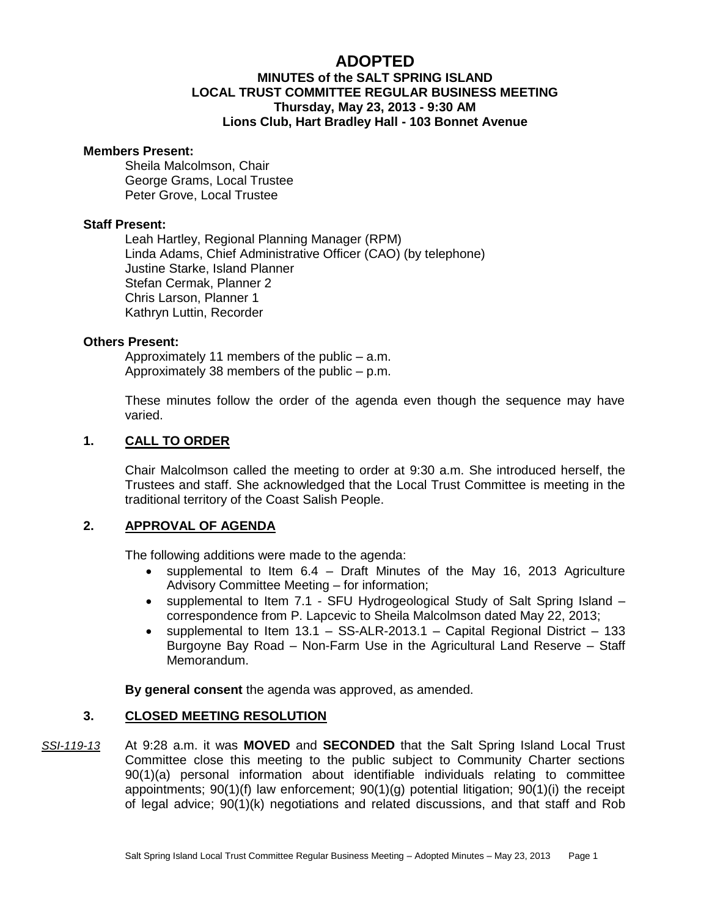# ADOPTED

## MINUTES of the SALT SPRING ISLAND LOCAL TRUST COMMITTEE REGULAR BUSINESS MEETING
### Thursday, May 23, 2013 - 9:30 AM
### Lions Club, Hart Bradley Hall - 103 Bonnet Avenue

**Members Present:**

Sheila Malcolmson, Chair
George Grams, Local Trustee
Peter Grove, Local Trustee

**Staff Present:**

Leah Hartley, Regional Planning Manager (RPM)
Linda Adams, Chief Administrative Officer (CAO) (by telephone)
Justine Starke, Island Planner
Stefan Cermak, Planner 2
Chris Larson, Planner 1
Kathryn Luttin, Recorder

**Others Present:**

Approximately 11 members of the public – a.m.
Approximately 38 members of the public – p.m.

These minutes follow the order of the agenda even though the sequence may have varied.

## 1. CALL TO ORDER

Chair Malcolmson called the meeting to order at 9:30 a.m. She introduced herself, the Trustees and staff. She acknowledged that the Local Trust Committee is meeting in the traditional territory of the Coast Salish People.

## 2. APPROVAL OF AGENDA

The following additions were made to the agenda:

- supplemental to Item 6.4 – Draft Minutes of the May 16, 2013 Agriculture Advisory Committee Meeting – for information;
- supplemental to Item 7.1 - SFU Hydrogeological Study of Salt Spring Island – correspondence from P. Lapcevic to Sheila Malcolmson dated May 22, 2013;
- supplemental to Item 13.1 – SS-ALR-2013.1 – Capital Regional District – 133 Burgoyne Bay Road – Non-Farm Use in the Agricultural Land Reserve – Staff Memorandum.

**By general consent** the agenda was approved, as amended.

## 3. CLOSED MEETING RESOLUTION

*SSI-119-13* At 9:28 a.m. it was **MOVED** and **SECONDED** that the Salt Spring Island Local Trust Committee close this meeting to the public subject to Community Charter sections 90(1)(a) personal information about identifiable individuals relating to committee appointments; 90(1)(f) law enforcement; 90(1)(g) potential litigation; 90(1)(i) the receipt of legal advice; 90(1)(k) negotiations and related discussions, and that staff and Rob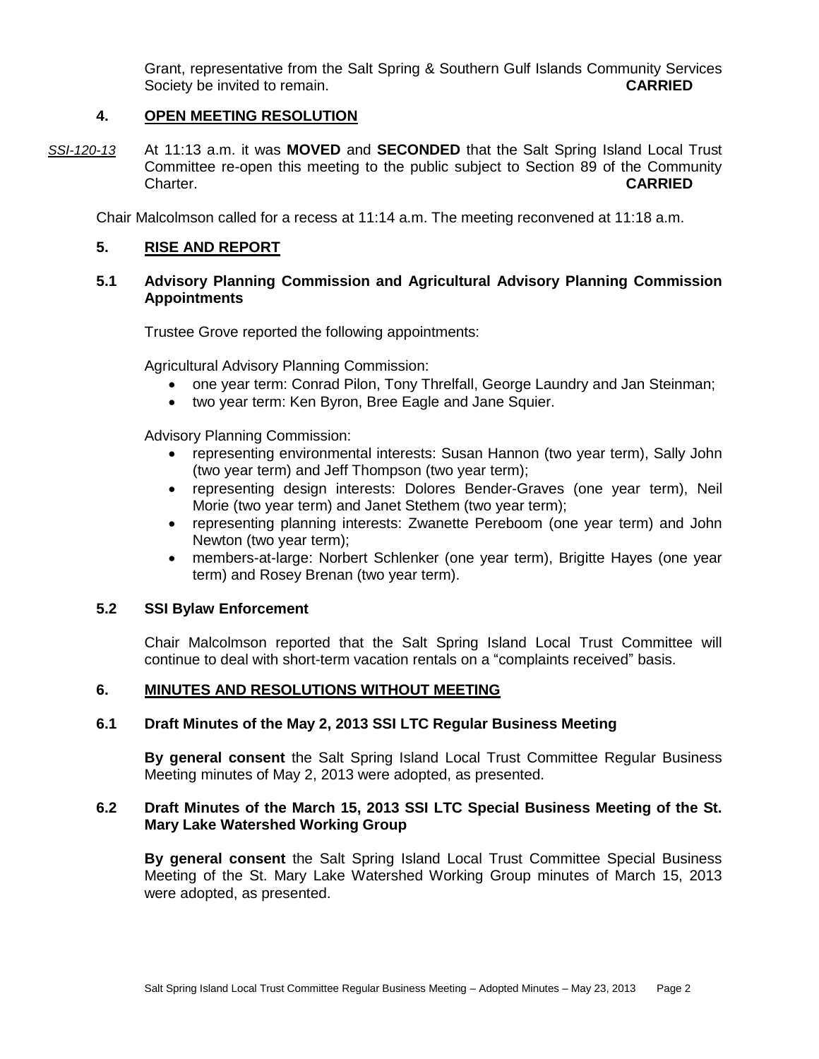Grant, representative from the Salt Spring & Southern Gulf Islands Community Services Society be invited to remain. **CARRIED**

## 4. OPEN MEETING RESOLUTION

*SSI-120-13* At 11:13 a.m. it was **MOVED** and **SECONDED** that the Salt Spring Island Local Trust Committee re-open this meeting to the public subject to Section 89 of the Community Charter. **CARRIED**

Chair Malcolmson called for a recess at 11:14 a.m. The meeting reconvened at 11:18 a.m.

## 5. RISE AND REPORT

### 5.1 Advisory Planning Commission and Agricultural Advisory Planning Commission Appointments

Trustee Grove reported the following appointments:

Agricultural Advisory Planning Commission:

- one year term: Conrad Pilon, Tony Threlfall, George Laundry and Jan Steinman;
- two year term: Ken Byron, Bree Eagle and Jane Squier.

Advisory Planning Commission:

- representing environmental interests: Susan Hannon (two year term), Sally John (two year term) and Jeff Thompson (two year term);
- representing design interests: Dolores Bender-Graves (one year term), Neil Morie (two year term) and Janet Stethem (two year term);
- representing planning interests: Zwanette Pereboom (one year term) and John Newton (two year term);
- members-at-large: Norbert Schlenker (one year term), Brigitte Hayes (one year term) and Rosey Brenan (two year term).

### 5.2 SSI Bylaw Enforcement

Chair Malcolmson reported that the Salt Spring Island Local Trust Committee will continue to deal with short-term vacation rentals on a "complaints received" basis.

## 6. MINUTES AND RESOLUTIONS WITHOUT MEETING

### 6.1 Draft Minutes of the May 2, 2013 SSI LTC Regular Business Meeting

**By general consent** the Salt Spring Island Local Trust Committee Regular Business Meeting minutes of May 2, 2013 were adopted, as presented.

### 6.2 Draft Minutes of the March 15, 2013 SSI LTC Special Business Meeting of the St. Mary Lake Watershed Working Group

**By general consent** the Salt Spring Island Local Trust Committee Special Business Meeting of the St. Mary Lake Watershed Working Group minutes of March 15, 2013 were adopted, as presented.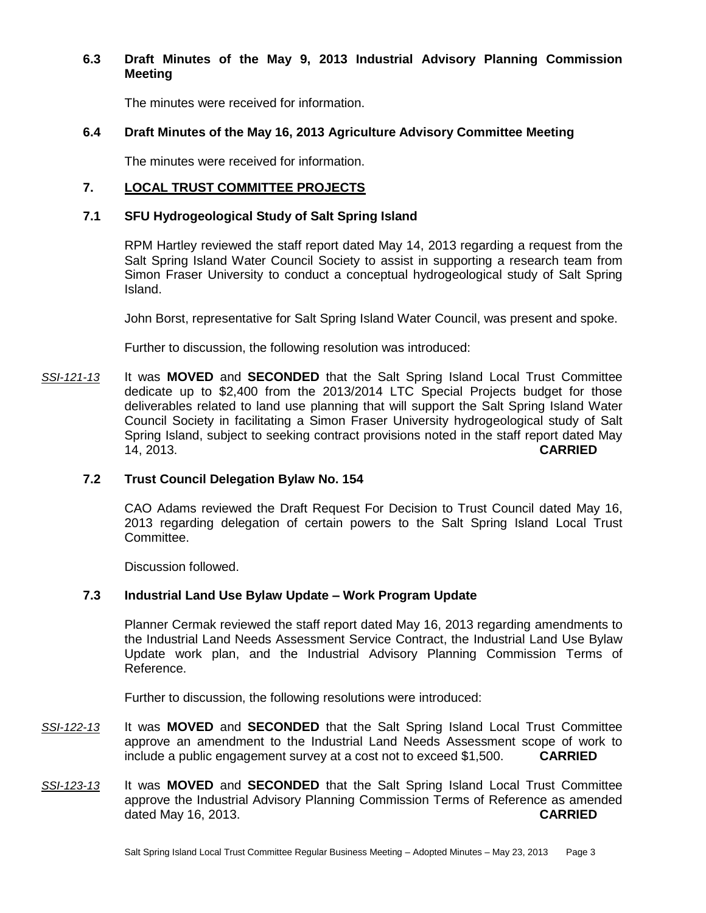### 6.3 Draft Minutes of the May 9, 2013 Industrial Advisory Planning Commission Meeting

The minutes were received for information.

### 6.4 Draft Minutes of the May 16, 2013 Agriculture Advisory Committee Meeting

The minutes were received for information.

## 7. LOCAL TRUST COMMITTEE PROJECTS

### 7.1 SFU Hydrogeological Study of Salt Spring Island

RPM Hartley reviewed the staff report dated May 14, 2013 regarding a request from the Salt Spring Island Water Council Society to assist in supporting a research team from Simon Fraser University to conduct a conceptual hydrogeological study of Salt Spring Island.

John Borst, representative for Salt Spring Island Water Council, was present and spoke.

Further to discussion, the following resolution was introduced:

*SSI-121-13* It was **MOVED** and **SECONDED** that the Salt Spring Island Local Trust Committee dedicate up to $2,400 from the 2013/2014 LTC Special Projects budget for those deliverables related to land use planning that will support the Salt Spring Island Water Council Society in facilitating a Simon Fraser University hydrogeological study of Salt Spring Island, subject to seeking contract provisions noted in the staff report dated May 14, 2013. **CARRIED**

### 7.2 Trust Council Delegation Bylaw No. 154

CAO Adams reviewed the Draft Request For Decision to Trust Council dated May 16, 2013 regarding delegation of certain powers to the Salt Spring Island Local Trust Committee.

Discussion followed.

### 7.3 Industrial Land Use Bylaw Update – Work Program Update

Planner Cermak reviewed the staff report dated May 16, 2013 regarding amendments to the Industrial Land Needs Assessment Service Contract, the Industrial Land Use Bylaw Update work plan, and the Industrial Advisory Planning Commission Terms of Reference.

Further to discussion, the following resolutions were introduced:

*SSI-122-13* It was **MOVED** and **SECONDED** that the Salt Spring Island Local Trust Committee approve an amendment to the Industrial Land Needs Assessment scope of work to include a public engagement survey at a cost not to exceed $1,500. **CARRIED**

*SSI-123-13* It was **MOVED** and **SECONDED** that the Salt Spring Island Local Trust Committee approve the Industrial Advisory Planning Commission Terms of Reference as amended dated May 16, 2013. **CARRIED**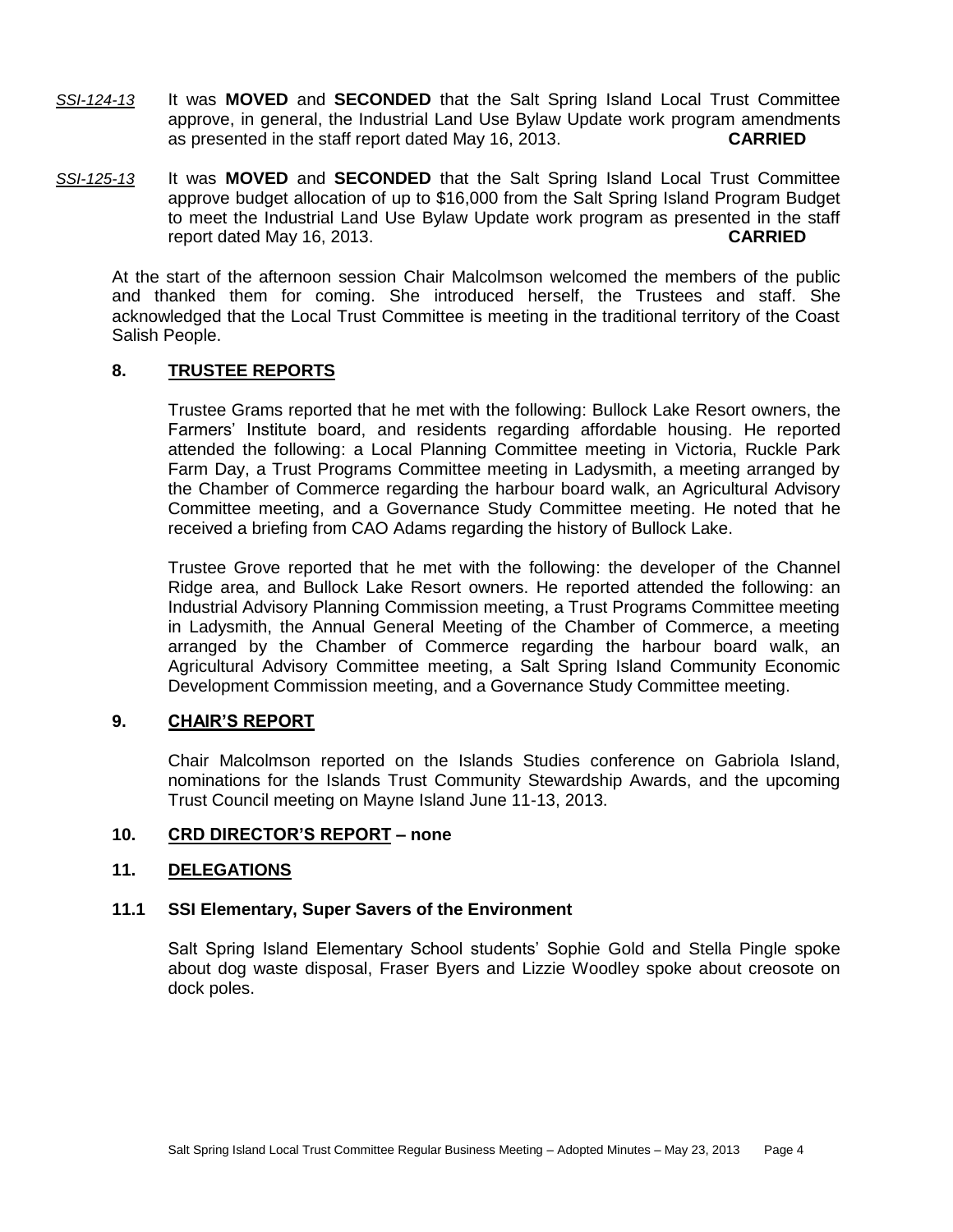*SSI-124-13* It was **MOVED** and **SECONDED** that the Salt Spring Island Local Trust Committee approve, in general, the Industrial Land Use Bylaw Update work program amendments as presented in the staff report dated May 16, 2013. **CARRIED**

*SSI-125-13* It was **MOVED** and **SECONDED** that the Salt Spring Island Local Trust Committee approve budget allocation of up to $16,000 from the Salt Spring Island Program Budget to meet the Industrial Land Use Bylaw Update work program as presented in the staff report dated May 16, 2013. **CARRIED**

At the start of the afternoon session Chair Malcolmson welcomed the members of the public and thanked them for coming. She introduced herself, the Trustees and staff. She acknowledged that the Local Trust Committee is meeting in the traditional territory of the Coast Salish People.

## 8. TRUSTEE REPORTS

Trustee Grams reported that he met with the following: Bullock Lake Resort owners, the Farmers' Institute board, and residents regarding affordable housing. He reported attended the following: a Local Planning Committee meeting in Victoria, Ruckle Park Farm Day, a Trust Programs Committee meeting in Ladysmith, a meeting arranged by the Chamber of Commerce regarding the harbour board walk, an Agricultural Advisory Committee meeting, and a Governance Study Committee meeting. He noted that he received a briefing from CAO Adams regarding the history of Bullock Lake.

Trustee Grove reported that he met with the following: the developer of the Channel Ridge area, and Bullock Lake Resort owners. He reported attended the following: an Industrial Advisory Planning Commission meeting, a Trust Programs Committee meeting in Ladysmith, the Annual General Meeting of the Chamber of Commerce, a meeting arranged by the Chamber of Commerce regarding the harbour board walk, an Agricultural Advisory Committee meeting, a Salt Spring Island Community Economic Development Commission meeting, and a Governance Study Committee meeting.

## 9. CHAIR'S REPORT

Chair Malcolmson reported on the Islands Studies conference on Gabriola Island, nominations for the Islands Trust Community Stewardship Awards, and the upcoming Trust Council meeting on Mayne Island June 11-13, 2013.

## 10. CRD DIRECTOR'S REPORT – none

## 11. DELEGATIONS

### 11.1 SSI Elementary, Super Savers of the Environment

Salt Spring Island Elementary School students' Sophie Gold and Stella Pingle spoke about dog waste disposal, Fraser Byers and Lizzie Woodley spoke about creosote on dock poles.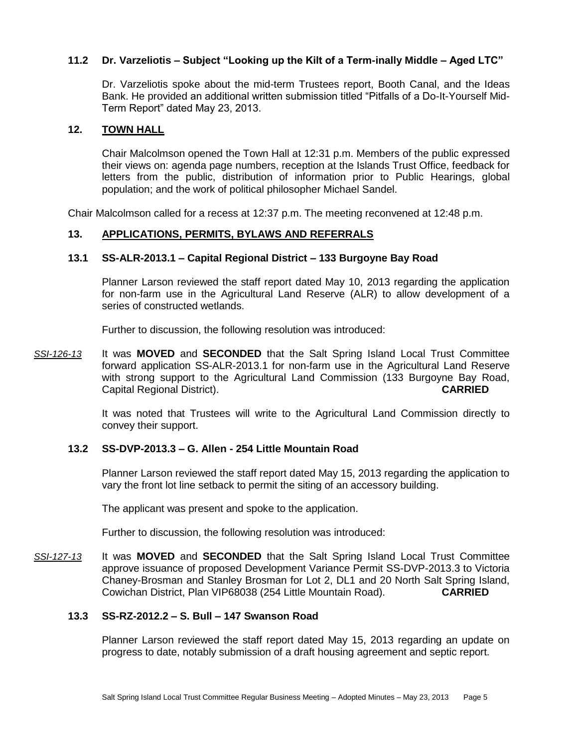### 11.2 Dr. Varzeliotis – Subject "Looking up the Kilt of a Term-inally Middle – Aged LTC"

Dr. Varzeliotis spoke about the mid-term Trustees report, Booth Canal, and the Ideas Bank. He provided an additional written submission titled "Pitfalls of a Do-It-Yourself Mid-Term Report" dated May 23, 2013.

## 12. TOWN HALL

Chair Malcolmson opened the Town Hall at 12:31 p.m. Members of the public expressed their views on: agenda page numbers, reception at the Islands Trust Office, feedback for letters from the public, distribution of information prior to Public Hearings, global population; and the work of political philosopher Michael Sandel.

Chair Malcolmson called for a recess at 12:37 p.m. The meeting reconvened at 12:48 p.m.

## 13. APPLICATIONS, PERMITS, BYLAWS AND REFERRALS

### 13.1 SS-ALR-2013.1 – Capital Regional District – 133 Burgoyne Bay Road

Planner Larson reviewed the staff report dated May 10, 2013 regarding the application for non-farm use in the Agricultural Land Reserve (ALR) to allow development of a series of constructed wetlands.

Further to discussion, the following resolution was introduced:

*SSI-126-13* It was **MOVED** and **SECONDED** that the Salt Spring Island Local Trust Committee forward application SS-ALR-2013.1 for non-farm use in the Agricultural Land Reserve with strong support to the Agricultural Land Commission (133 Burgoyne Bay Road, Capital Regional District). **CARRIED**

It was noted that Trustees will write to the Agricultural Land Commission directly to convey their support.

### 13.2 SS-DVP-2013.3 – G. Allen - 254 Little Mountain Road

Planner Larson reviewed the staff report dated May 15, 2013 regarding the application to vary the front lot line setback to permit the siting of an accessory building.

The applicant was present and spoke to the application.

Further to discussion, the following resolution was introduced:

*SSI-127-13* It was **MOVED** and **SECONDED** that the Salt Spring Island Local Trust Committee approve issuance of proposed Development Variance Permit SS-DVP-2013.3 to Victoria Chaney-Brosman and Stanley Brosman for Lot 2, DL1 and 20 North Salt Spring Island, Cowichan District, Plan VIP68038 (254 Little Mountain Road). **CARRIED**

### 13.3 SS-RZ-2012.2 – S. Bull – 147 Swanson Road

Planner Larson reviewed the staff report dated May 15, 2013 regarding an update on progress to date, notably submission of a draft housing agreement and septic report.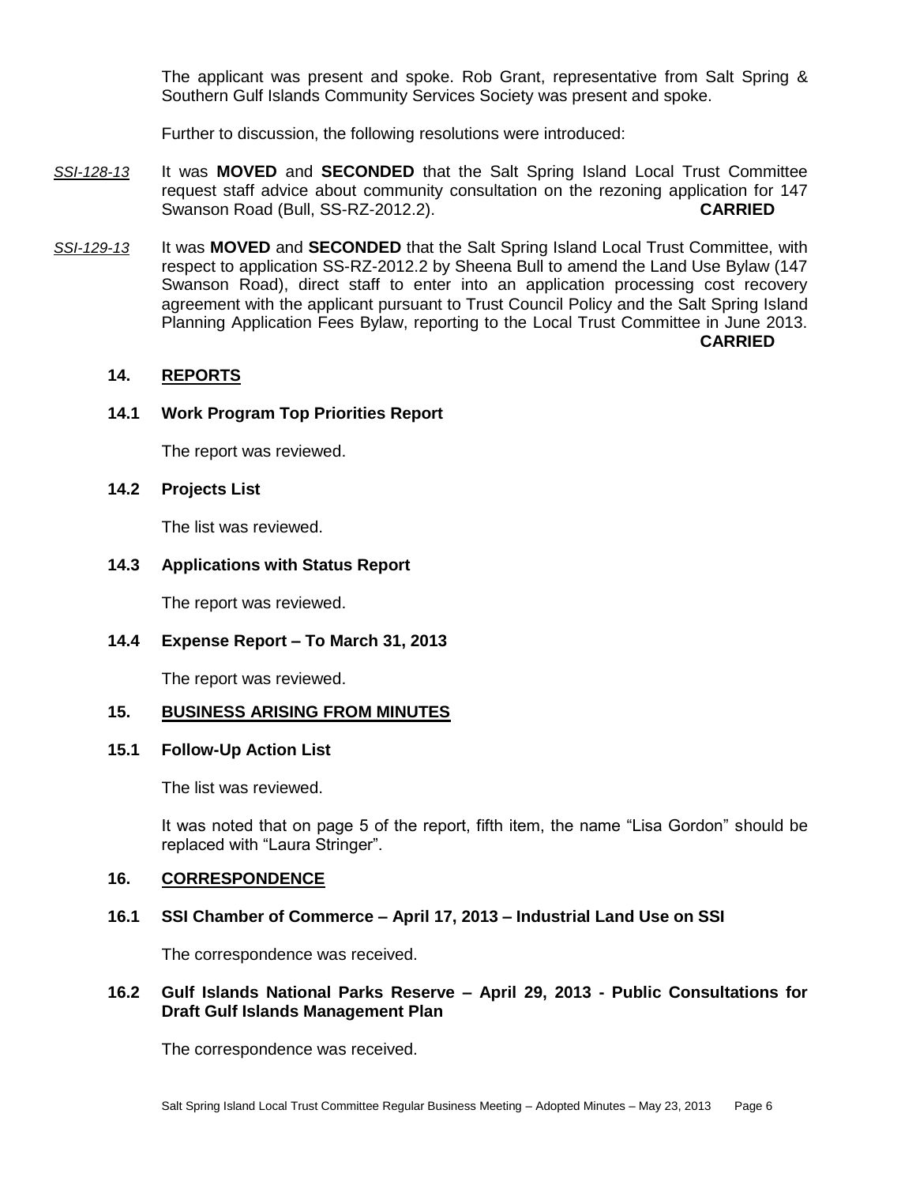The applicant was present and spoke. Rob Grant, representative from Salt Spring & Southern Gulf Islands Community Services Society was present and spoke.

Further to discussion, the following resolutions were introduced:

*SSI-128-13* It was **MOVED** and **SECONDED** that the Salt Spring Island Local Trust Committee request staff advice about community consultation on the rezoning application for 147 Swanson Road (Bull, SS-RZ-2012.2). **CARRIED**

*SSI-129-13* It was **MOVED** and **SECONDED** that the Salt Spring Island Local Trust Committee, with respect to application SS-RZ-2012.2 by Sheena Bull to amend the Land Use Bylaw (147 Swanson Road), direct staff to enter into an application processing cost recovery agreement with the applicant pursuant to Trust Council Policy and the Salt Spring Island Planning Application Fees Bylaw, reporting to the Local Trust Committee in June 2013. **CARRIED**

## 14. REPORTS

### 14.1 Work Program Top Priorities Report

The report was reviewed.

### 14.2 Projects List

The list was reviewed.

### 14.3 Applications with Status Report

The report was reviewed.

### 14.4 Expense Report – To March 31, 2013

The report was reviewed.

## 15. BUSINESS ARISING FROM MINUTES

### 15.1 Follow-Up Action List

The list was reviewed.

It was noted that on page 5 of the report, fifth item, the name "Lisa Gordon" should be replaced with "Laura Stringer".

## 16. CORRESPONDENCE

### 16.1 SSI Chamber of Commerce – April 17, 2013 – Industrial Land Use on SSI

The correspondence was received.

### 16.2 Gulf Islands National Parks Reserve – April 29, 2013 - Public Consultations for Draft Gulf Islands Management Plan

The correspondence was received.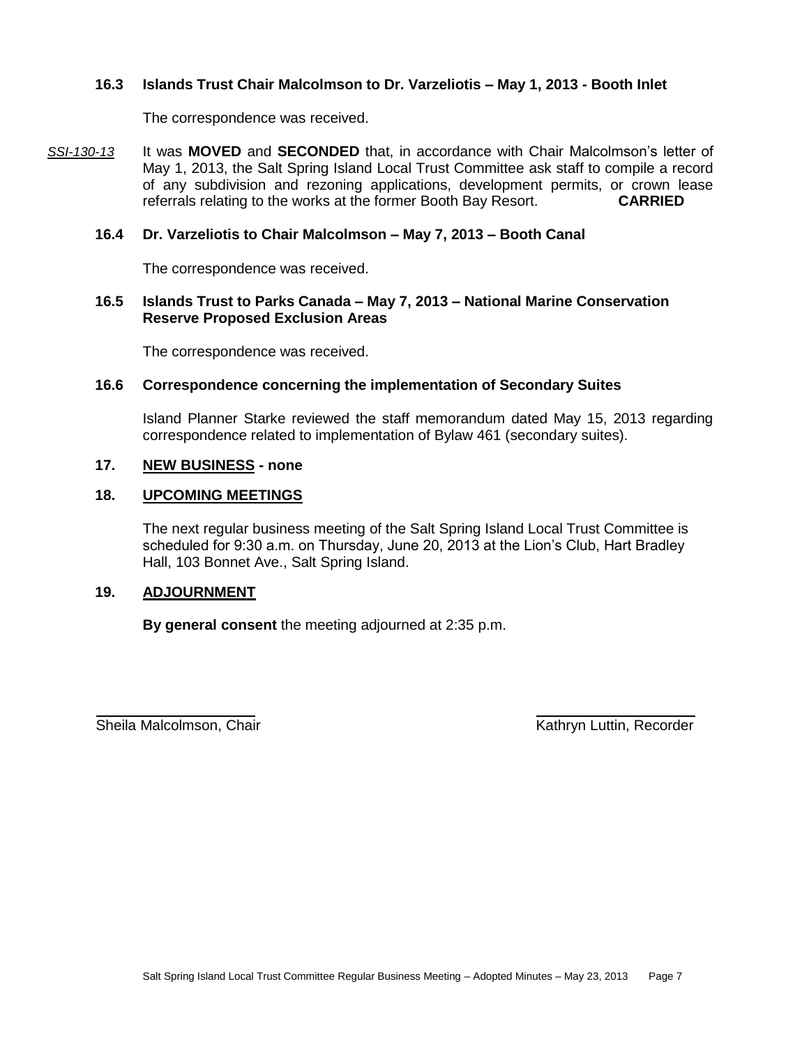### 16.3 Islands Trust Chair Malcolmson to Dr. Varzeliotis – May 1, 2013 - Booth Inlet

The correspondence was received.

*SSI-130-13* It was **MOVED** and **SECONDED** that, in accordance with Chair Malcolmson's letter of May 1, 2013, the Salt Spring Island Local Trust Committee ask staff to compile a record of any subdivision and rezoning applications, development permits, or crown lease referrals relating to the works at the former Booth Bay Resort. **CARRIED**

### 16.4 Dr. Varzeliotis to Chair Malcolmson – May 7, 2013 – Booth Canal

The correspondence was received.

### 16.5 Islands Trust to Parks Canada – May 7, 2013 – National Marine Conservation Reserve Proposed Exclusion Areas

The correspondence was received.

### 16.6 Correspondence concerning the implementation of Secondary Suites

Island Planner Starke reviewed the staff memorandum dated May 15, 2013 regarding correspondence related to implementation of Bylaw 461 (secondary suites).

## 17. NEW BUSINESS - none

## 18. UPCOMING MEETINGS

The next regular business meeting of the Salt Spring Island Local Trust Committee is scheduled for 9:30 a.m. on Thursday, June 20, 2013 at the Lion's Club, Hart Bradley Hall, 103 Bonnet Ave., Salt Spring Island.

## 19. ADJOURNMENT

**By general consent** the meeting adjourned at 2:35 p.m.

Sheila Malcolmson, Chair

Kathryn Luttin, Recorder